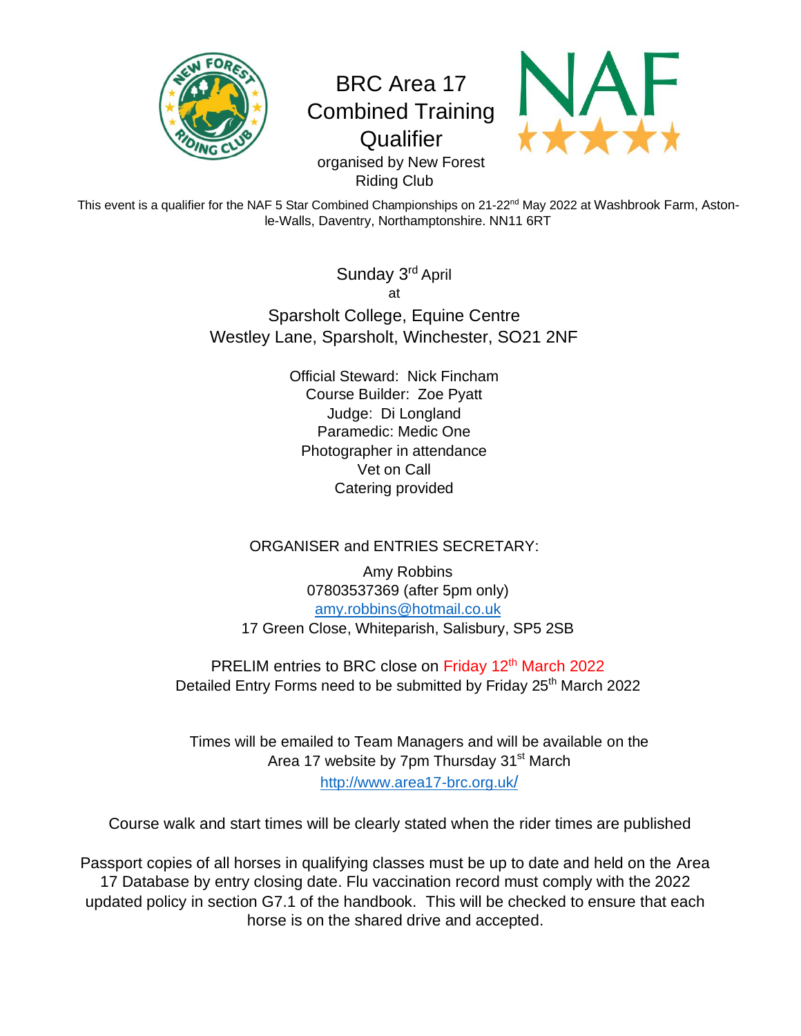# BRC Area 17 Combined Training Qualifier

organised by New Forest Riding Club

This event is a qualifier for the NAF 5 Star Combined Championships on 21-22nd May 2022 at Washbrook Farm, Aston-le-Walls, Daventry, Northamptonshire. NN11 6RT

Sunday 3rd April

at

Sparsholt College, Equine Centre
Westley Lane, Sparsholt, Winchester, SO21 2NF

Official Steward: Nick Fincham
Course Builder: Zoe Pyatt
Judge: Di Longland
Paramedic: Medic One
Photographer in attendance
Vet on Call
Catering provided

ORGANISER and ENTRIES SECRETARY:

Amy Robbins
07803537369 (after 5pm only)
amy.robbins@hotmail.co.uk
17 Green Close, Whiteparish, Salisbury, SP5 2SB

PRELIM entries to BRC close on Friday 12th March 2022
Detailed Entry Forms need to be submitted by Friday 25th March 2022

Times will be emailed to Team Managers and will be available on the Area 17 website by 7pm Thursday 31st March
http://www.area17-brc.org.uk/

Course walk and start times will be clearly stated when the rider times are published

Passport copies of all horses in qualifying classes must be up to date and held on the Area 17 Database by entry closing date. Flu vaccination record must comply with the 2022 updated policy in section G7.1 of the handbook. This will be checked to ensure that each horse is on the shared drive and accepted.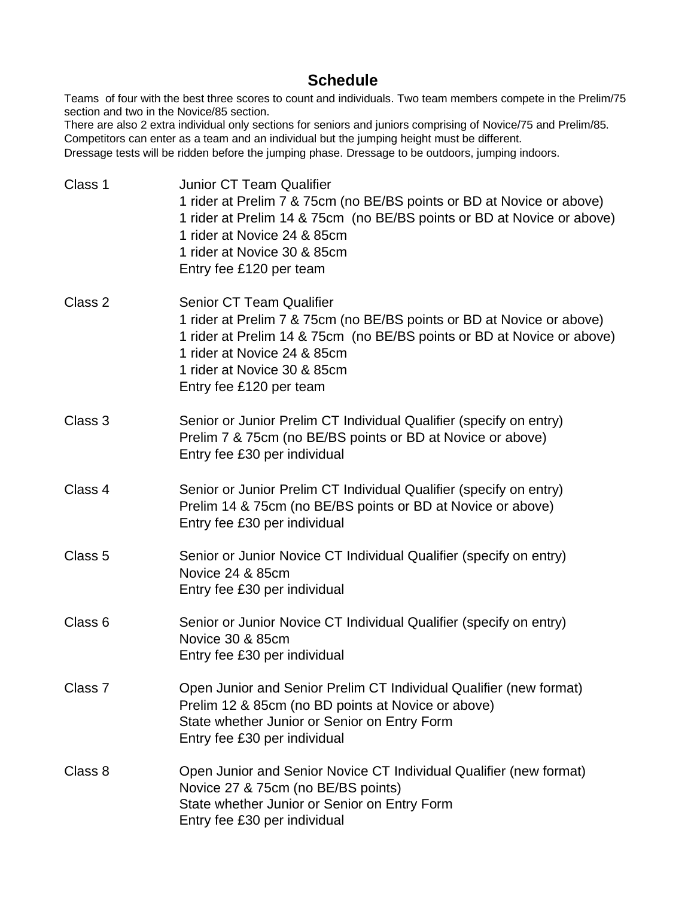## Schedule

Teams of four with the best three scores to count and individuals. Two team members compete in the Prelim/75 section and two in the Novice/85 section.
There are also 2 extra individual only sections for seniors and juniors comprising of Novice/75 and Prelim/85.
Competitors can enter as a team and an individual but the jumping height must be different.
Dressage tests will be ridden before the jumping phase. Dressage to be outdoors, jumping indoors.

**Class 1** — Junior CT Team Qualifier
1 rider at Prelim 7 & 75cm (no BE/BS points or BD at Novice or above)
1 rider at Prelim 14 & 75cm (no BE/BS points or BD at Novice or above)
1 rider at Novice 24 & 85cm
1 rider at Novice 30 & 85cm
Entry fee £120 per team

**Class 2** — Senior CT Team Qualifier
1 rider at Prelim 7 & 75cm (no BE/BS points or BD at Novice or above)
1 rider at Prelim 14 & 75cm (no BE/BS points or BD at Novice or above)
1 rider at Novice 24 & 85cm
1 rider at Novice 30 & 85cm
Entry fee £120 per team

**Class 3** — Senior or Junior Prelim CT Individual Qualifier (specify on entry)
Prelim 7 & 75cm (no BE/BS points or BD at Novice or above)
Entry fee £30 per individual

**Class 4** — Senior or Junior Prelim CT Individual Qualifier (specify on entry)
Prelim 14 & 75cm (no BE/BS points or BD at Novice or above)
Entry fee £30 per individual

**Class 5** — Senior or Junior Novice CT Individual Qualifier (specify on entry)
Novice 24 & 85cm
Entry fee £30 per individual

**Class 6** — Senior or Junior Novice CT Individual Qualifier (specify on entry)
Novice 30 & 85cm
Entry fee £30 per individual

**Class 7** — Open Junior and Senior Prelim CT Individual Qualifier (new format)
Prelim 12 & 85cm (no BD points at Novice or above)
State whether Junior or Senior on Entry Form
Entry fee £30 per individual

**Class 8** — Open Junior and Senior Novice CT Individual Qualifier (new format)
Novice 27 & 75cm (no BE/BS points)
State whether Junior or Senior on Entry Form
Entry fee £30 per individual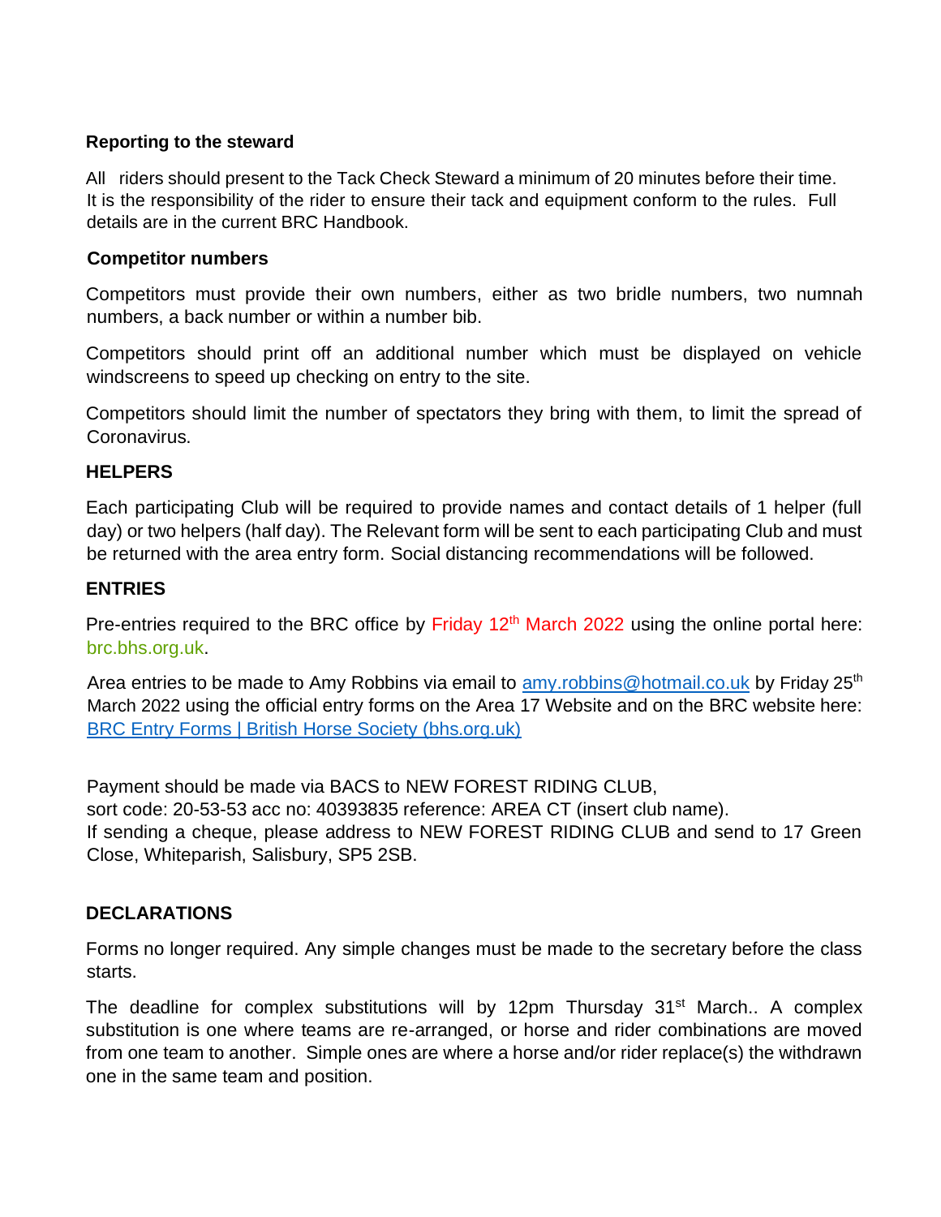**Reporting to the steward**

All riders should present to the Tack Check Steward a minimum of 20 minutes before their time. It is the responsibility of the rider to ensure their tack and equipment conform to the rules. Full details are in the current BRC Handbook.

**Competitor numbers**

Competitors must provide their own numbers, either as two bridle numbers, two numnah numbers, a back number or within a number bib.

Competitors should print off an additional number which must be displayed on vehicle windscreens to speed up checking on entry to the site.

Competitors should limit the number of spectators they bring with them, to limit the spread of Coronavirus.

**HELPERS**

Each participating Club will be required to provide names and contact details of 1 helper (full day) or two helpers (half day). The Relevant form will be sent to each participating Club and must be returned with the area entry form. Social distancing recommendations will be followed.

**ENTRIES**

Pre-entries required to the BRC office by Friday 12th March 2022 using the online portal here: brc.bhs.org.uk.

Area entries to be made to Amy Robbins via email to amy.robbins@hotmail.co.uk by Friday 25th March 2022 using the official entry forms on the Area 17 Website and on the BRC website here: [BRC Entry Forms | British Horse Society (bhs.org.uk)]

Payment should be made via BACS to NEW FOREST RIDING CLUB,
sort code: 20-53-53 acc no: 40393835 reference: AREA CT (insert club name).
If sending a cheque, please address to NEW FOREST RIDING CLUB and send to 17 Green Close, Whiteparish, Salisbury, SP5 2SB.

**DECLARATIONS**

Forms no longer required. Any simple changes must be made to the secretary before the class starts.

The deadline for complex substitutions will by 12pm Thursday 31st March.. A complex substitution is one where teams are re-arranged, or horse and rider combinations are moved from one team to another. Simple ones are where a horse and/or rider replace(s) the withdrawn one in the same team and position.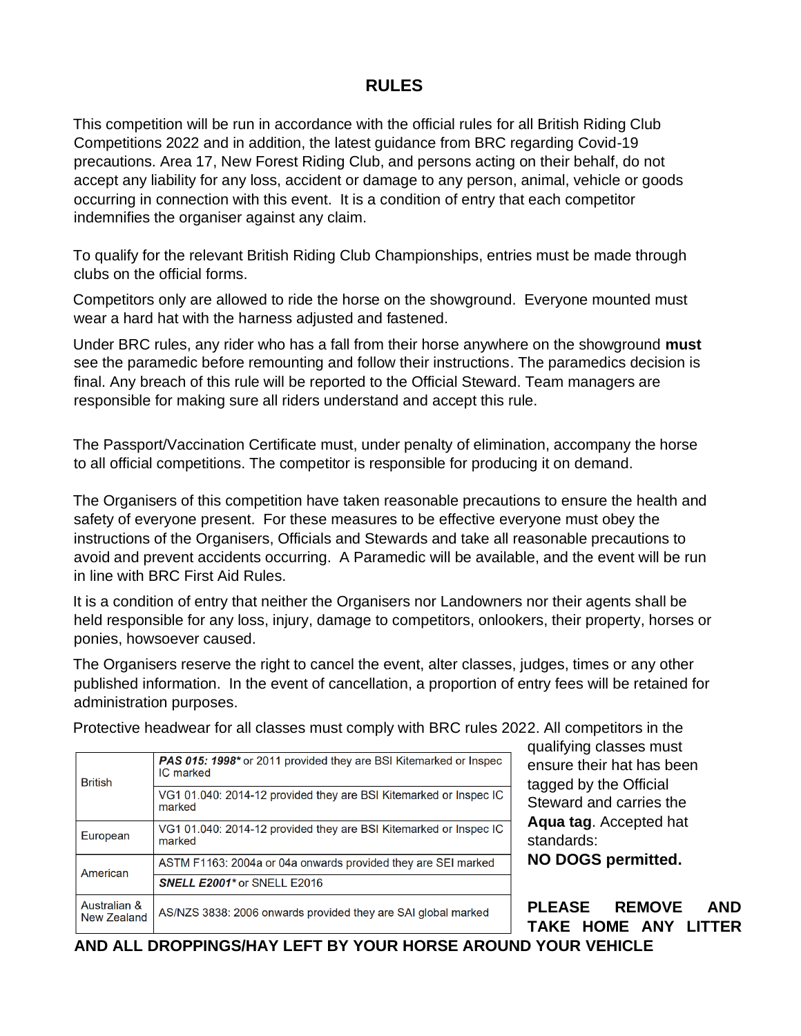# RULES

This competition will be run in accordance with the official rules for all British Riding Club Competitions 2022 and in addition, the latest guidance from BRC regarding Covid-19 precautions. Area 17, New Forest Riding Club, and persons acting on their behalf, do not accept any liability for any loss, accident or damage to any person, animal, vehicle or goods occurring in connection with this event. It is a condition of entry that each competitor indemnifies the organiser against any claim.

To qualify for the relevant British Riding Club Championships, entries must be made through clubs on the official forms.

Competitors only are allowed to ride the horse on the showground. Everyone mounted must wear a hard hat with the harness adjusted and fastened.

Under BRC rules, any rider who has a fall from their horse anywhere on the showground **must** see the paramedic before remounting and follow their instructions. The paramedics decision is final. Any breach of this rule will be reported to the Official Steward. Team managers are responsible for making sure all riders understand and accept this rule.

The Passport/Vaccination Certificate must, under penalty of elimination, accompany the horse to all official competitions. The competitor is responsible for producing it on demand.

The Organisers of this competition have taken reasonable precautions to ensure the health and safety of everyone present. For these measures to be effective everyone must obey the instructions of the Organisers, Officials and Stewards and take all reasonable precautions to avoid and prevent accidents occurring. A Paramedic will be available, and the event will be run in line with BRC First Aid Rules.

It is a condition of entry that neither the Organisers nor Landowners nor their agents shall be held responsible for any loss, injury, damage to competitors, onlookers, their property, horses or ponies, howsoever caused.

The Organisers reserve the right to cancel the event, alter classes, judges, times or any other published information. In the event of cancellation, a proportion of entry fees will be retained for administration purposes.

Protective headwear for all classes must comply with BRC rules 2022. All competitors in the qualifying classes must ensure their hat has been tagged by the Official Steward and carries the **Aqua tag**. Accepted hat standards:

| | |
|---|---|
| British | ***PAS 015: 1998**** or 2011 provided they are BSI Kitemarked or Inspec IC marked |
| | VG1 01.040: 2014-12 provided they are BSI Kitemarked or Inspec IC marked |
| European | VG1 01.040: 2014-12 provided they are BSI Kitemarked or Inspec IC marked |
| American | ASTM F1163: 2004a or 04a onwards provided they are SEI marked |
| | ***SNELL E2001**** or SNELL E2016 |
| Australian & New Zealand | AS/NZS 3838: 2006 onwards provided they are SAI global marked |

**NO DOGS permitted.**

**PLEASE REMOVE AND TAKE HOME ANY LITTER AND ALL DROPPINGS/HAY LEFT BY YOUR HORSE AROUND YOUR VEHICLE**